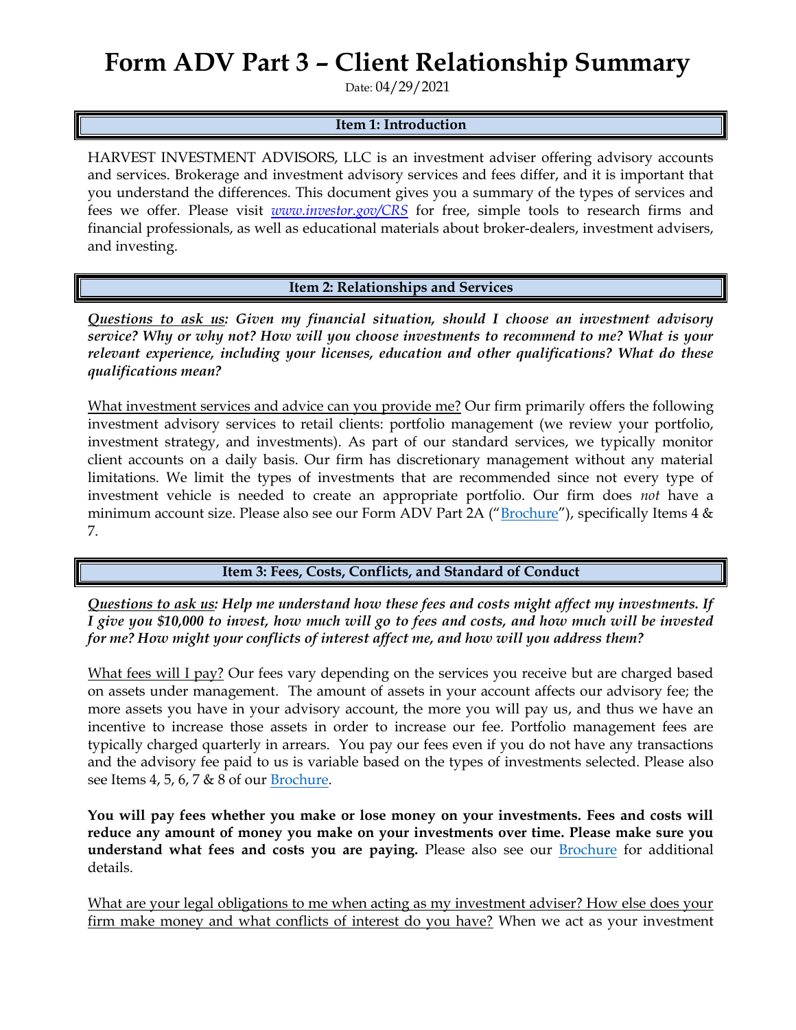# Form ADV Part 3 – Client Relationship Summary

Date: 04/29/2021

## Item 1: Introduction

HARVEST INVESTMENT ADVISORS, LLC is an investment adviser offering advisory accounts and services. Brokerage and investment advisory services and fees differ, and it is important that you understand the differences. This document gives you a summary of the types of services and fees we offer. Please visit *www.investor.gov/CRS* for free, simple tools to research firms and financial professionals, as well as educational materials about broker-dealers, investment advisers, and investing.

## Item 2: Relationships and Services

***Questions to ask us: Given my financial situation, should I choose an investment advisory service? Why or why not? How will you choose investments to recommend to me? What is your relevant experience, including your licenses, education and other qualifications? What do these qualifications mean?***

What investment services and advice can you provide me? Our firm primarily offers the following investment advisory services to retail clients: portfolio management (we review your portfolio, investment strategy, and investments). As part of our standard services, we typically monitor client accounts on a daily basis. Our firm has discretionary management without any material limitations. We limit the types of investments that are recommended since not every type of investment vehicle is needed to create an appropriate portfolio. Our firm does *not* have a minimum account size. Please also see our Form ADV Part 2A ("Brochure"), specifically Items 4 & 7.

## Item 3: Fees, Costs, Conflicts, and Standard of Conduct

***Questions to ask us: Help me understand how these fees and costs might affect my investments. If I give you $10,000 to invest, how much will go to fees and costs, and how much will be invested for me? How might your conflicts of interest affect me, and how will you address them?***

What fees will I pay? Our fees vary depending on the services you receive but are charged based on assets under management. The amount of assets in your account affects our advisory fee; the more assets you have in your advisory account, the more you will pay us, and thus we have an incentive to increase those assets in order to increase our fee. Portfolio management fees are typically charged quarterly in arrears. You pay our fees even if you do not have any transactions and the advisory fee paid to us is variable based on the types of investments selected. Please also see Items 4, 5, 6, 7 & 8 of our Brochure.

**You will pay fees whether you make or lose money on your investments. Fees and costs will reduce any amount of money you make on your investments over time. Please make sure you understand what fees and costs you are paying.** Please also see our Brochure for additional details.

What are your legal obligations to me when acting as my investment adviser? How else does your firm make money and what conflicts of interest do you have? When we act as your investment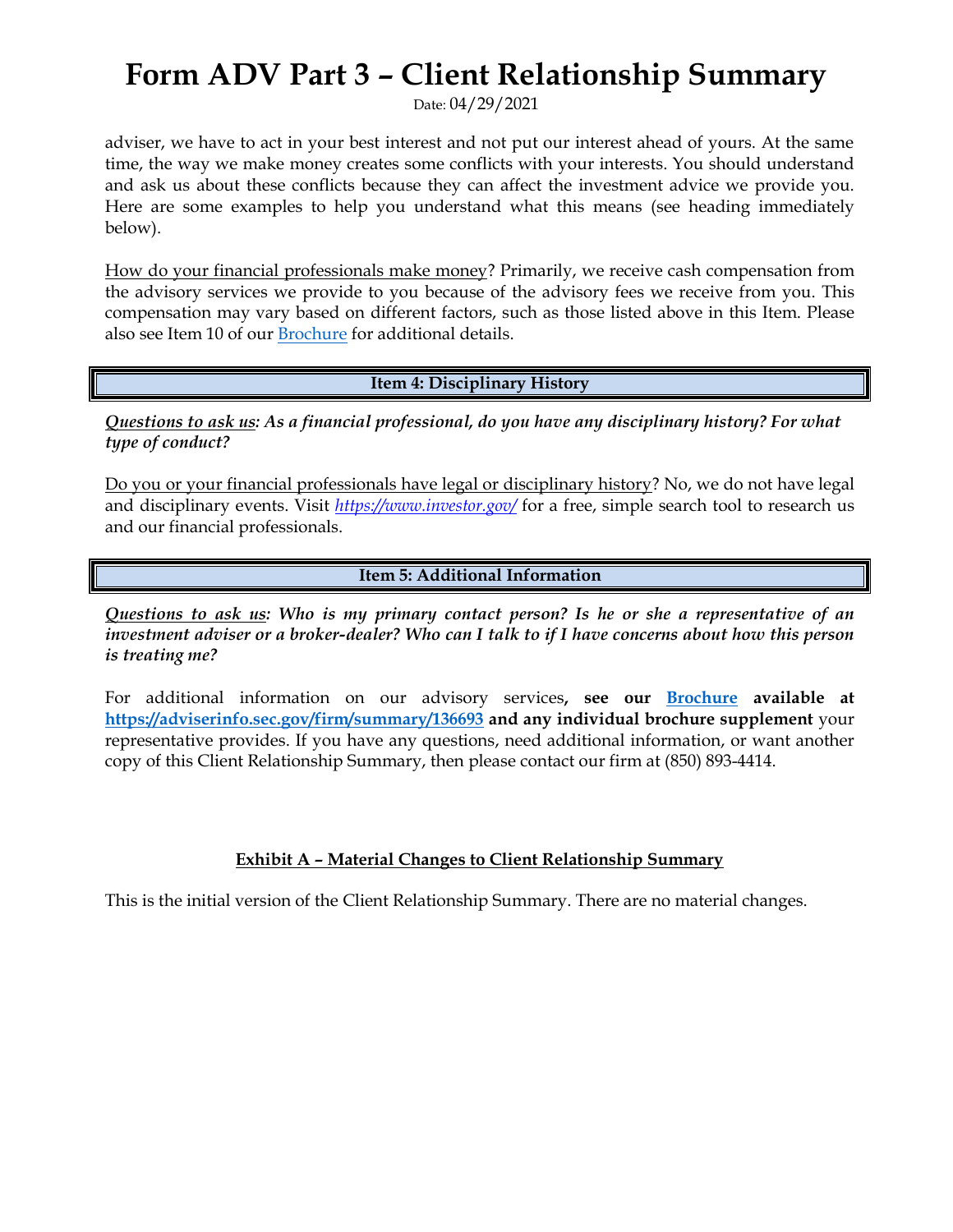# Form ADV Part 3 – Client Relationship Summary

Date: 04/29/2021

adviser, we have to act in your best interest and not put our interest ahead of yours. At the same time, the way we make money creates some conflicts with your interests. You should understand and ask us about these conflicts because they can affect the investment advice we provide you. Here are some examples to help you understand what this means (see heading immediately below).

How do your financial professionals make money? Primarily, we receive cash compensation from the advisory services we provide to you because of the advisory fees we receive from you. This compensation may vary based on different factors, such as those listed above in this Item. Please also see Item 10 of our Brochure for additional details.

## Item 4: Disciplinary History

***Questions to ask us: As a financial professional, do you have any disciplinary history? For what type of conduct?***

Do you or your financial professionals have legal or disciplinary history? No, we do not have legal and disciplinary events. Visit *https://www.investor.gov/* for a free, simple search tool to research us and our financial professionals.

## Item 5: Additional Information

***Questions to ask us: Who is my primary contact person? Is he or she a representative of an investment adviser or a broker-dealer? Who can I talk to if I have concerns about how this person is treating me?***

For additional information on our advisory services**, see our Brochure available at https://adviserinfo.sec.gov/firm/summary/136693 and any individual brochure supplement** your representative provides. If you have any questions, need additional information, or want another copy of this Client Relationship Summary, then please contact our firm at (850) 893-4414.

**Exhibit A – Material Changes to Client Relationship Summary**

This is the initial version of the Client Relationship Summary. There are no material changes.